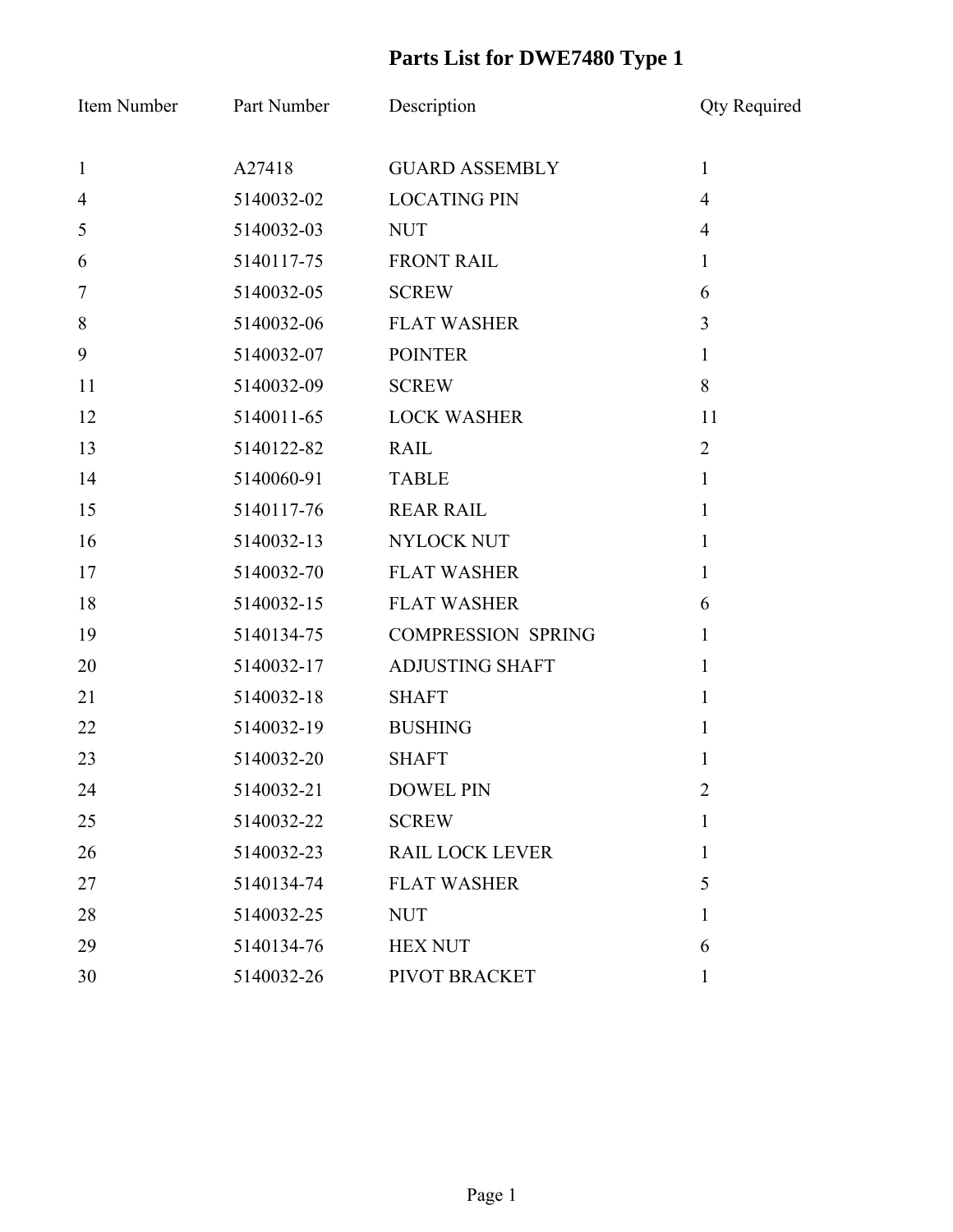# Parts List for DWE7480 Type 1

| Item Number | Part Number | Description | Qty Required |
|---|---|---|---|
| 1 | A27418 | GUARD ASSEMBLY | 1 |
| 4 | 5140032-02 | LOCATING PIN | 4 |
| 5 | 5140032-03 | NUT | 4 |
| 6 | 5140117-75 | FRONT RAIL | 1 |
| 7 | 5140032-05 | SCREW | 6 |
| 8 | 5140032-06 | FLAT WASHER | 3 |
| 9 | 5140032-07 | POINTER | 1 |
| 11 | 5140032-09 | SCREW | 8 |
| 12 | 5140011-65 | LOCK WASHER | 11 |
| 13 | 5140122-82 | RAIL | 2 |
| 14 | 5140060-91 | TABLE | 1 |
| 15 | 5140117-76 | REAR RAIL | 1 |
| 16 | 5140032-13 | NYLOCK NUT | 1 |
| 17 | 5140032-70 | FLAT WASHER | 1 |
| 18 | 5140032-15 | FLAT WASHER | 6 |
| 19 | 5140134-75 | COMPRESSION SPRING | 1 |
| 20 | 5140032-17 | ADJUSTING SHAFT | 1 |
| 21 | 5140032-18 | SHAFT | 1 |
| 22 | 5140032-19 | BUSHING | 1 |
| 23 | 5140032-20 | SHAFT | 1 |
| 24 | 5140032-21 | DOWEL PIN | 2 |
| 25 | 5140032-22 | SCREW | 1 |
| 26 | 5140032-23 | RAIL LOCK LEVER | 1 |
| 27 | 5140134-74 | FLAT WASHER | 5 |
| 28 | 5140032-25 | NUT | 1 |
| 29 | 5140134-76 | HEX NUT | 6 |
| 30 | 5140032-26 | PIVOT BRACKET | 1 |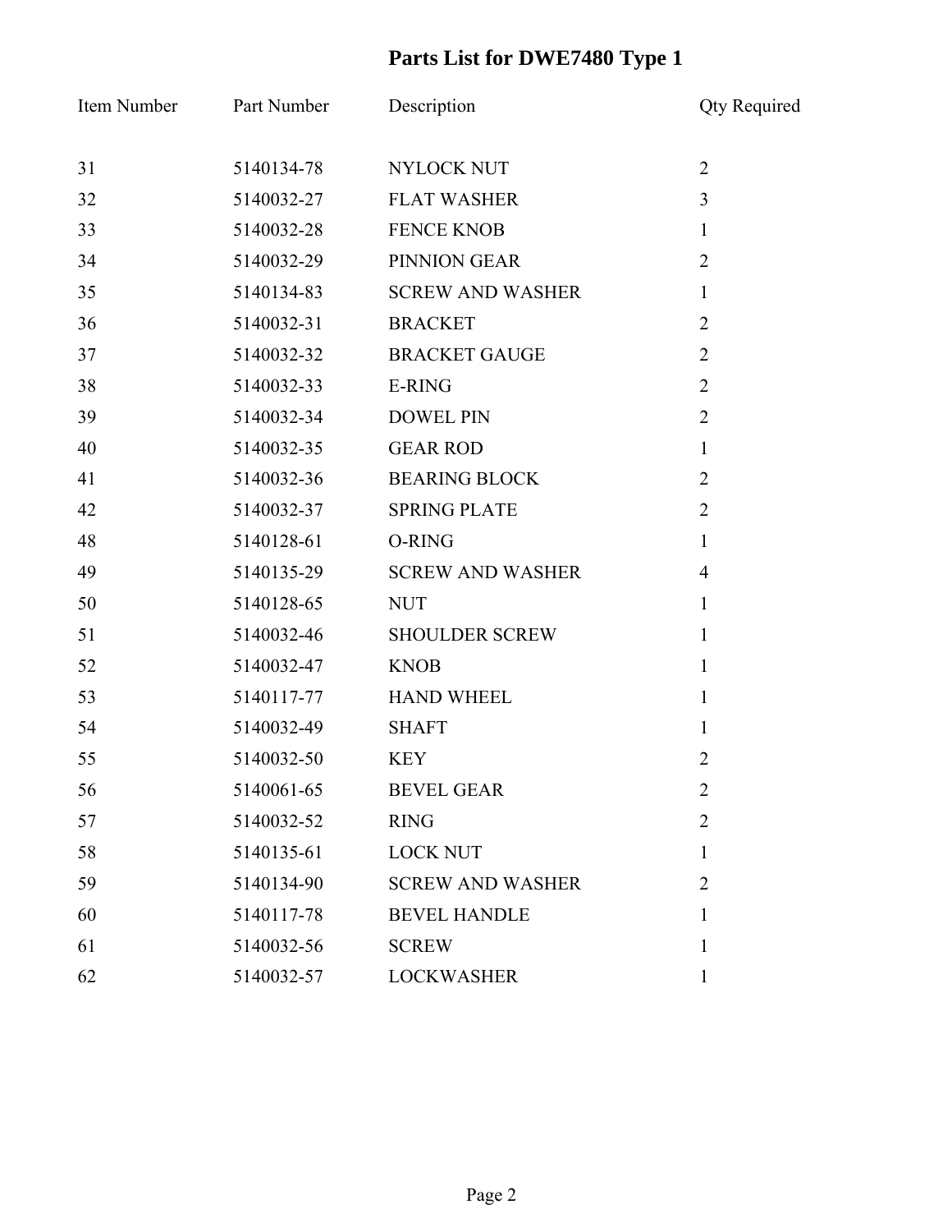# Parts List for DWE7480 Type 1

| Item Number | Part Number | Description | Qty Required |
|---|---|---|---|
| 31 | 5140134-78 | NYLOCK NUT | 2 |
| 32 | 5140032-27 | FLAT WASHER | 3 |
| 33 | 5140032-28 | FENCE KNOB | 1 |
| 34 | 5140032-29 | PINNION GEAR | 2 |
| 35 | 5140134-83 | SCREW AND WASHER | 1 |
| 36 | 5140032-31 | BRACKET | 2 |
| 37 | 5140032-32 | BRACKET GAUGE | 2 |
| 38 | 5140032-33 | E-RING | 2 |
| 39 | 5140032-34 | DOWEL PIN | 2 |
| 40 | 5140032-35 | GEAR ROD | 1 |
| 41 | 5140032-36 | BEARING BLOCK | 2 |
| 42 | 5140032-37 | SPRING PLATE | 2 |
| 48 | 5140128-61 | O-RING | 1 |
| 49 | 5140135-29 | SCREW AND WASHER | 4 |
| 50 | 5140128-65 | NUT | 1 |
| 51 | 5140032-46 | SHOULDER SCREW | 1 |
| 52 | 5140032-47 | KNOB | 1 |
| 53 | 5140117-77 | HAND WHEEL | 1 |
| 54 | 5140032-49 | SHAFT | 1 |
| 55 | 5140032-50 | KEY | 2 |
| 56 | 5140061-65 | BEVEL GEAR | 2 |
| 57 | 5140032-52 | RING | 2 |
| 58 | 5140135-61 | LOCK NUT | 1 |
| 59 | 5140134-90 | SCREW AND WASHER | 2 |
| 60 | 5140117-78 | BEVEL HANDLE | 1 |
| 61 | 5140032-56 | SCREW | 1 |
| 62 | 5140032-57 | LOCKWASHER | 1 |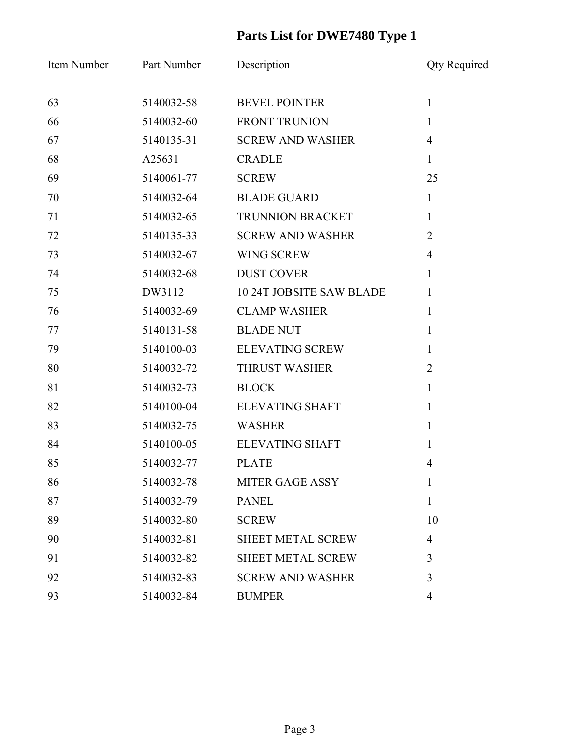# Parts List for DWE7480 Type 1

| Item Number | Part Number | Description | Qty Required |
|---|---|---|---|
| 63 | 5140032-58 | BEVEL POINTER | 1 |
| 66 | 5140032-60 | FRONT TRUNION | 1 |
| 67 | 5140135-31 | SCREW AND WASHER | 4 |
| 68 | A25631 | CRADLE | 1 |
| 69 | 5140061-77 | SCREW | 25 |
| 70 | 5140032-64 | BLADE GUARD | 1 |
| 71 | 5140032-65 | TRUNNION BRACKET | 1 |
| 72 | 5140135-33 | SCREW AND WASHER | 2 |
| 73 | 5140032-67 | WING SCREW | 4 |
| 74 | 5140032-68 | DUST COVER | 1 |
| 75 | DW3112 | 10 24T JOBSITE SAW BLADE | 1 |
| 76 | 5140032-69 | CLAMP WASHER | 1 |
| 77 | 5140131-58 | BLADE NUT | 1 |
| 79 | 5140100-03 | ELEVATING SCREW | 1 |
| 80 | 5140032-72 | THRUST WASHER | 2 |
| 81 | 5140032-73 | BLOCK | 1 |
| 82 | 5140100-04 | ELEVATING SHAFT | 1 |
| 83 | 5140032-75 | WASHER | 1 |
| 84 | 5140100-05 | ELEVATING SHAFT | 1 |
| 85 | 5140032-77 | PLATE | 4 |
| 86 | 5140032-78 | MITER GAGE ASSY | 1 |
| 87 | 5140032-79 | PANEL | 1 |
| 89 | 5140032-80 | SCREW | 10 |
| 90 | 5140032-81 | SHEET METAL SCREW | 4 |
| 91 | 5140032-82 | SHEET METAL SCREW | 3 |
| 92 | 5140032-83 | SCREW AND WASHER | 3 |
| 93 | 5140032-84 | BUMPER | 4 |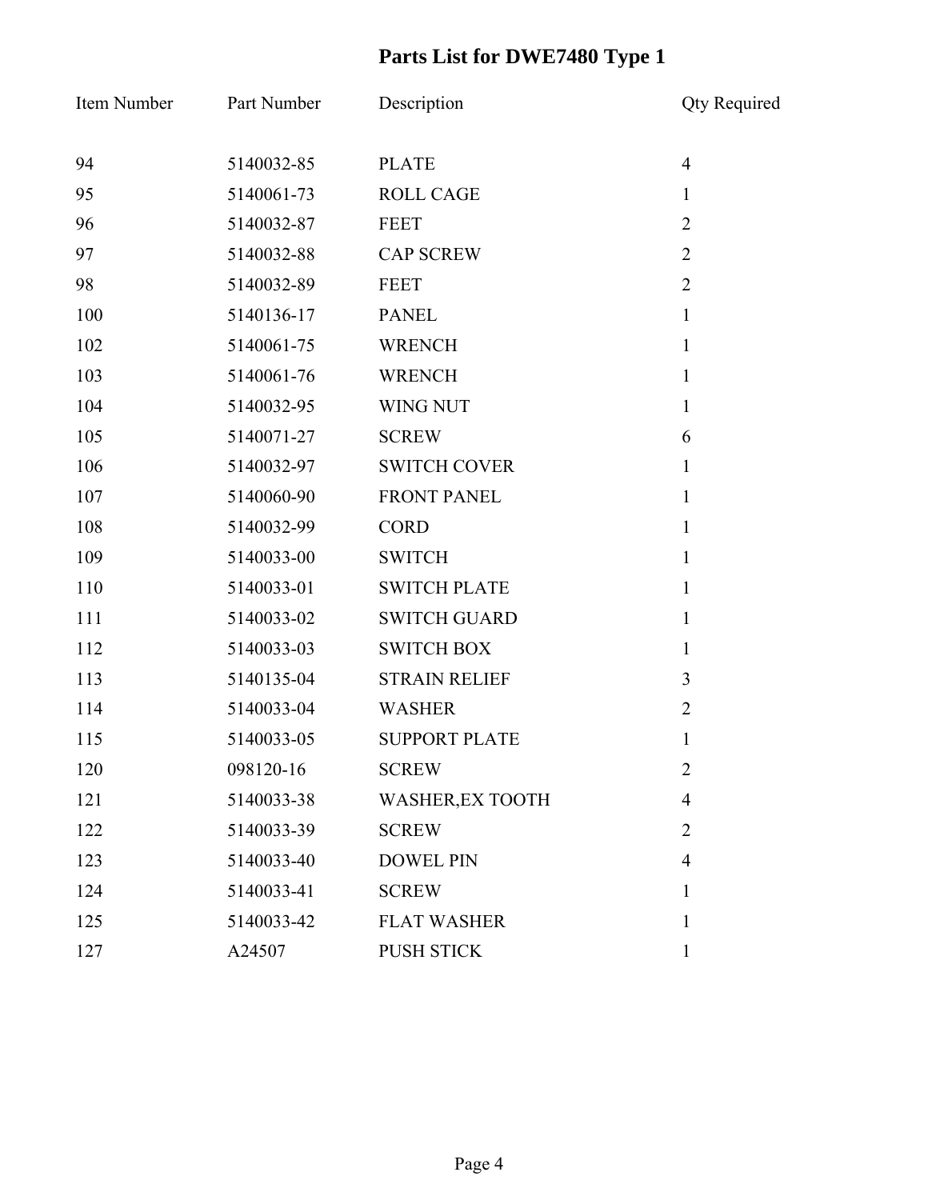# Parts List for DWE7480 Type 1

| Item Number | Part Number | Description | Qty Required |
|---|---|---|---|
| 94 | 5140032-85 | PLATE | 4 |
| 95 | 5140061-73 | ROLL CAGE | 1 |
| 96 | 5140032-87 | FEET | 2 |
| 97 | 5140032-88 | CAP SCREW | 2 |
| 98 | 5140032-89 | FEET | 2 |
| 100 | 5140136-17 | PANEL | 1 |
| 102 | 5140061-75 | WRENCH | 1 |
| 103 | 5140061-76 | WRENCH | 1 |
| 104 | 5140032-95 | WING NUT | 1 |
| 105 | 5140071-27 | SCREW | 6 |
| 106 | 5140032-97 | SWITCH COVER | 1 |
| 107 | 5140060-90 | FRONT PANEL | 1 |
| 108 | 5140032-99 | CORD | 1 |
| 109 | 5140033-00 | SWITCH | 1 |
| 110 | 5140033-01 | SWITCH PLATE | 1 |
| 111 | 5140033-02 | SWITCH GUARD | 1 |
| 112 | 5140033-03 | SWITCH BOX | 1 |
| 113 | 5140135-04 | STRAIN RELIEF | 3 |
| 114 | 5140033-04 | WASHER | 2 |
| 115 | 5140033-05 | SUPPORT PLATE | 1 |
| 120 | 098120-16 | SCREW | 2 |
| 121 | 5140033-38 | WASHER,EX TOOTH | 4 |
| 122 | 5140033-39 | SCREW | 2 |
| 123 | 5140033-40 | DOWEL PIN | 4 |
| 124 | 5140033-41 | SCREW | 1 |
| 125 | 5140033-42 | FLAT WASHER | 1 |
| 127 | A24507 | PUSH STICK | 1 |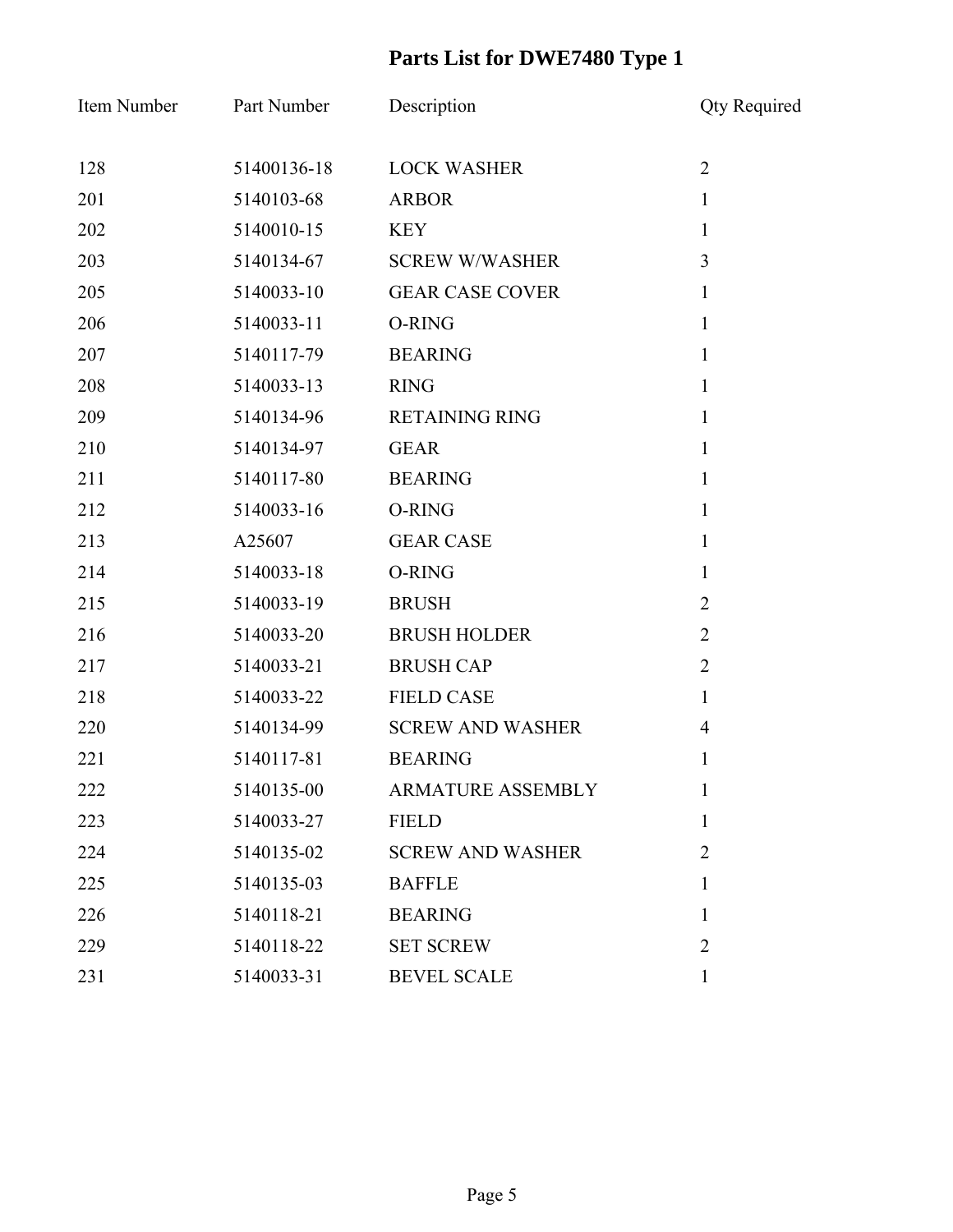# Parts List for DWE7480 Type 1

| Item Number | Part Number | Description | Qty Required |
|---|---|---|---|
| 128 | 51400136-18 | LOCK WASHER | 2 |
| 201 | 5140103-68 | ARBOR | 1 |
| 202 | 5140010-15 | KEY | 1 |
| 203 | 5140134-67 | SCREW W/WASHER | 3 |
| 205 | 5140033-10 | GEAR CASE COVER | 1 |
| 206 | 5140033-11 | O-RING | 1 |
| 207 | 5140117-79 | BEARING | 1 |
| 208 | 5140033-13 | RING | 1 |
| 209 | 5140134-96 | RETAINING RING | 1 |
| 210 | 5140134-97 | GEAR | 1 |
| 211 | 5140117-80 | BEARING | 1 |
| 212 | 5140033-16 | O-RING | 1 |
| 213 | A25607 | GEAR CASE | 1 |
| 214 | 5140033-18 | O-RING | 1 |
| 215 | 5140033-19 | BRUSH | 2 |
| 216 | 5140033-20 | BRUSH HOLDER | 2 |
| 217 | 5140033-21 | BRUSH CAP | 2 |
| 218 | 5140033-22 | FIELD CASE | 1 |
| 220 | 5140134-99 | SCREW AND WASHER | 4 |
| 221 | 5140117-81 | BEARING | 1 |
| 222 | 5140135-00 | ARMATURE ASSEMBLY | 1 |
| 223 | 5140033-27 | FIELD | 1 |
| 224 | 5140135-02 | SCREW AND WASHER | 2 |
| 225 | 5140135-03 | BAFFLE | 1 |
| 226 | 5140118-21 | BEARING | 1 |
| 229 | 5140118-22 | SET SCREW | 2 |
| 231 | 5140033-31 | BEVEL SCALE | 1 |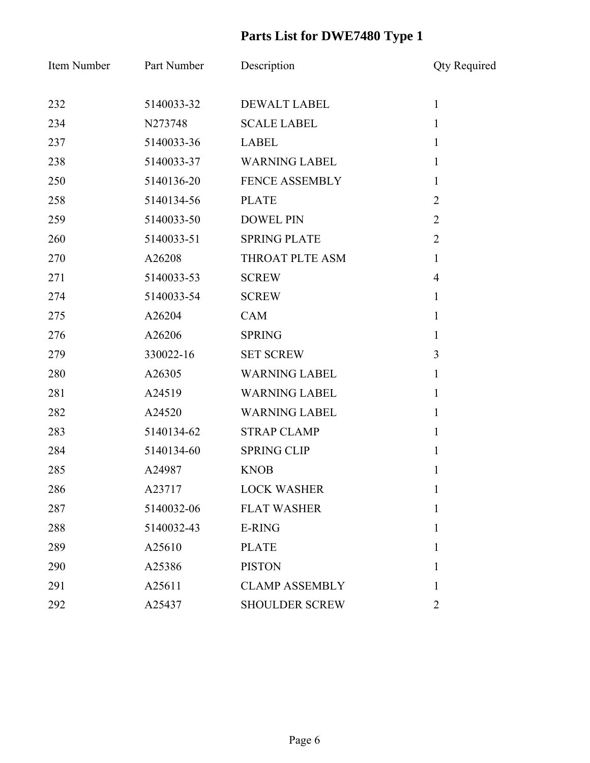# Parts List for DWE7480 Type 1

| Item Number | Part Number | Description | Qty Required |
|---|---|---|---|
| 232 | 5140033-32 | DEWALT LABEL | 1 |
| 234 | N273748 | SCALE LABEL | 1 |
| 237 | 5140033-36 | LABEL | 1 |
| 238 | 5140033-37 | WARNING LABEL | 1 |
| 250 | 5140136-20 | FENCE ASSEMBLY | 1 |
| 258 | 5140134-56 | PLATE | 2 |
| 259 | 5140033-50 | DOWEL PIN | 2 |
| 260 | 5140033-51 | SPRING PLATE | 2 |
| 270 | A26208 | THROAT PLTE ASM | 1 |
| 271 | 5140033-53 | SCREW | 4 |
| 274 | 5140033-54 | SCREW | 1 |
| 275 | A26204 | CAM | 1 |
| 276 | A26206 | SPRING | 1 |
| 279 | 330022-16 | SET SCREW | 3 |
| 280 | A26305 | WARNING LABEL | 1 |
| 281 | A24519 | WARNING LABEL | 1 |
| 282 | A24520 | WARNING LABEL | 1 |
| 283 | 5140134-62 | STRAP CLAMP | 1 |
| 284 | 5140134-60 | SPRING CLIP | 1 |
| 285 | A24987 | KNOB | 1 |
| 286 | A23717 | LOCK WASHER | 1 |
| 287 | 5140032-06 | FLAT WASHER | 1 |
| 288 | 5140032-43 | E-RING | 1 |
| 289 | A25610 | PLATE | 1 |
| 290 | A25386 | PISTON | 1 |
| 291 | A25611 | CLAMP ASSEMBLY | 1 |
| 292 | A25437 | SHOULDER SCREW | 2 |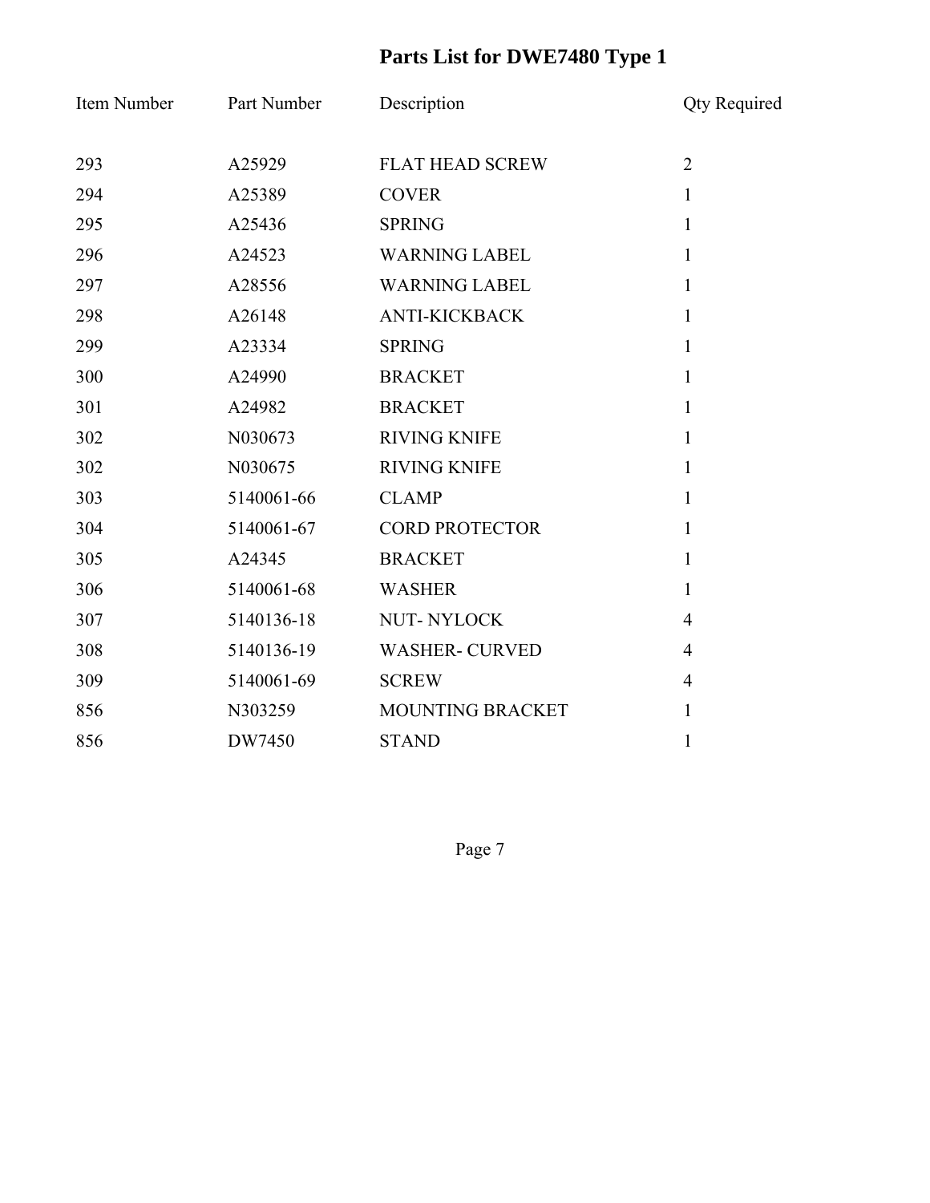# Parts List for DWE7480 Type 1

| Item Number | Part Number | Description | Qty Required |
| --- | --- | --- | --- |
| 293 | A25929 | FLAT HEAD SCREW | 2 |
| 294 | A25389 | COVER | 1 |
| 295 | A25436 | SPRING | 1 |
| 296 | A24523 | WARNING LABEL | 1 |
| 297 | A28556 | WARNING LABEL | 1 |
| 298 | A26148 | ANTI-KICKBACK | 1 |
| 299 | A23334 | SPRING | 1 |
| 300 | A24990 | BRACKET | 1 |
| 301 | A24982 | BRACKET | 1 |
| 302 | N030673 | RIVING KNIFE | 1 |
| 302 | N030675 | RIVING KNIFE | 1 |
| 303 | 5140061-66 | CLAMP | 1 |
| 304 | 5140061-67 | CORD PROTECTOR | 1 |
| 305 | A24345 | BRACKET | 1 |
| 306 | 5140061-68 | WASHER | 1 |
| 307 | 5140136-18 | NUT- NYLOCK | 4 |
| 308 | 5140136-19 | WASHER- CURVED | 4 |
| 309 | 5140061-69 | SCREW | 4 |
| 856 | N303259 | MOUNTING BRACKET | 1 |
| 856 | DW7450 | STAND | 1 |